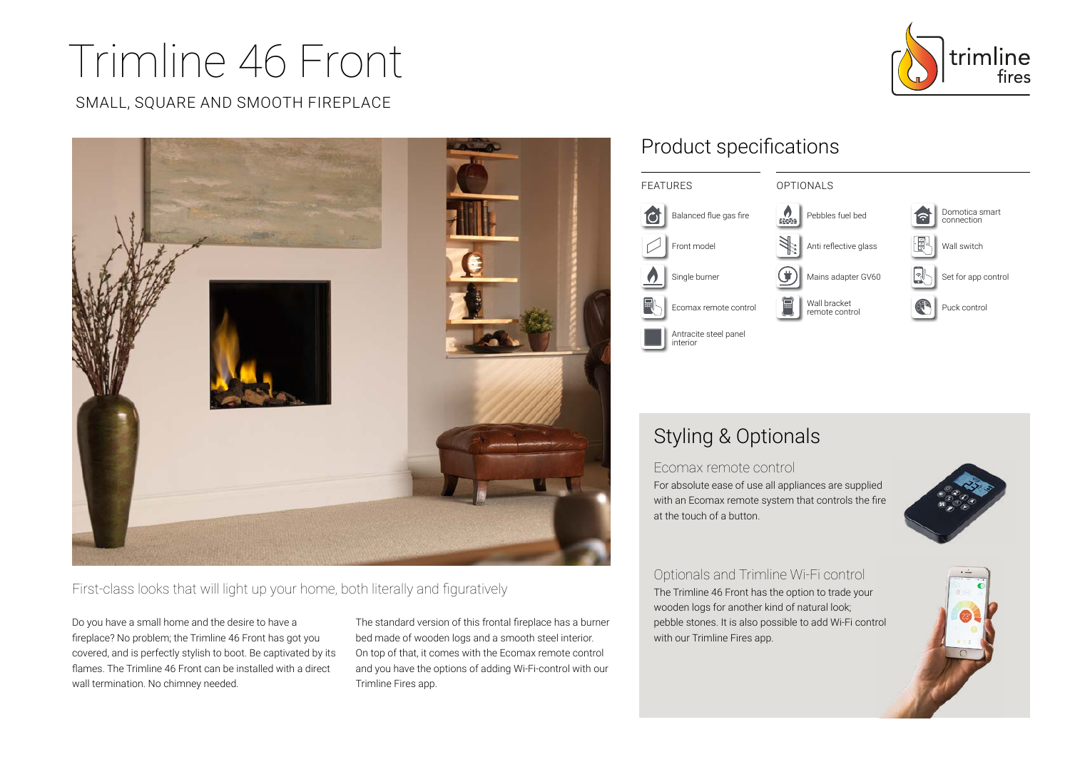# Trimline 46 Front

SMALL, SQUARE AND SMOOTH FIREPLACE

First-class looks that will light up your home, both literally and figuratively

Do you have a small home and the desire to have a fireplace? No problem; the Trimline 46 Front has got you covered, and is perfectly stylish to boot. Be captivated by its flames. The Trimline 46 Front can be installed with a direct wall termination. No chimney needed.

The standard version of this frontal fireplace has a burner bed made of wooden logs and a smooth steel interior. On top of that, it comes with the Ecomax remote control and you have the options of adding Wi-Fi-control with our Trimline Fires app.

## Product specifications

### FEATURES

- Balanced flue gas fire
- Front model
- Single burner
- Ecomax remote control
- Antracite steel panel interior

### OPTIONALS

- Pebbles fuel bed
- Anti reflective glass
- Mains adapter GV60
- Wall bracket remote control
- Domotica smart connection
- Wall switch
- Set for app control
- Puck control

## Styling & Optionals

### Ecomax remote control

For absolute ease of use all appliances are supplied with an Ecomax remote system that controls the fire at the touch of a button.

### Optionals and Trimline Wi-Fi control

The Trimline 46 Front has the option to trade your wooden logs for another kind of natural look; pebble stones. It is also possible to add Wi-Fi control with our Trimline Fires app.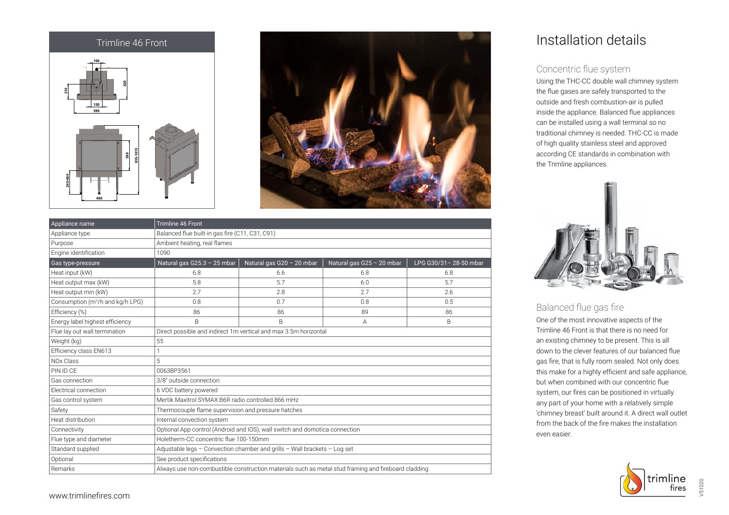## Trimline 46 Front

100
420
210
150
595
398
835-1015
240-460
460

| Appliance name | Trimline 46 Front | | | |
|---|---|---|---|---|
| Appliance type | Balanced flue built-in gas fire (C11, C31, C91) | | | |
| Purpose | Ambient heating, real flames | | | |
| Engine identification | 1090 | | | |
| Gas type-pressure | Natural gas G25.3 – 25 mbar | Natural gas G20 – 20 mbar | Natural gas G25 – 20 mbar | LPG G30/31– 28-50 mbar |
| Heat input (kW) | 6.8 | 6.6 | 6.8 | 6.8 |
| Heat output max (kW) | 5.8 | 5.7 | 6.0 | 5.7 |
| Heat output min (kW) | 2.7 | 2.8 | 2.7 | 2.6 |
| Consumption ($m^3$/h and kg/h LPG) | 0.8 | 0.7 | 0.8 | 0.5 |
| Efficiency (%) | 86 | 86 | 89 | 86 |
| Energy label highest efficiency | B | B | A | B |
| Flue lay out wall termination | Direct possible and indirect 1m vertical and max 3.5m horizontal | | | |
| Weight (kg) | 55 | | | |
| Efficiency class EN613 | 1 | | | |
| NOx Class | 5 | | | |
| PIN ID CE | 0063BP3561 | | | |
| Gas connection | 3/8" outside connection | | | |
| Electrical connection | 6 VDC battery powered | | | |
| Gas control system | Mertik Maxitrol SYMAX B6R radio controlled 866 mHz | | | |
| Safety | Thermocouple flame supervision and pressure hatches | | | |
| Heat distribution | Internal convection system | | | |
| Connectivity | Optional App control (Android and IOS), wall switch and domotica connection | | | |
| Flue type and diameter | Holetherm-CC concentric flue 100-150mm | | | |
| Standard supplied | Adjustable legs – Convection chamber and grills – Wall brackets – Log set | | | |
| Optional | See product specifications | | | |
| Remarks | Always use non-combustible construction materials such as metal stud framing and fireboard cladding | | | |

# Installation details

## Concentric flue system

Using the THC-CC double wall chimney system the flue gases are safely transported to the outside and fresh combustion-air is pulled inside the appliance. Balanced flue appliances can be installed using a wall terminal so no traditional chimney is needed. THC-CC is made of high quality stainless steel and approved according CE standards in combination with the Trimline appliances.

## Balanced flue gas fire

One of the most innovative aspects of the Trimline 46 Front is that there is no need for an existing chimney to be present. This is all down to the clever features of our balanced flue gas fire, that is fully room sealed. Not only does this make for a highly efficient and safe appliance, but when combined with our concentric flue system, our fires can be positioned in virtually any part of your home with a relatively simple 'chimney breast' built around it. A direct wall outlet from the back of the fire makes the installation even easier.

trimline fires

V51020

www.trimlinefires.com